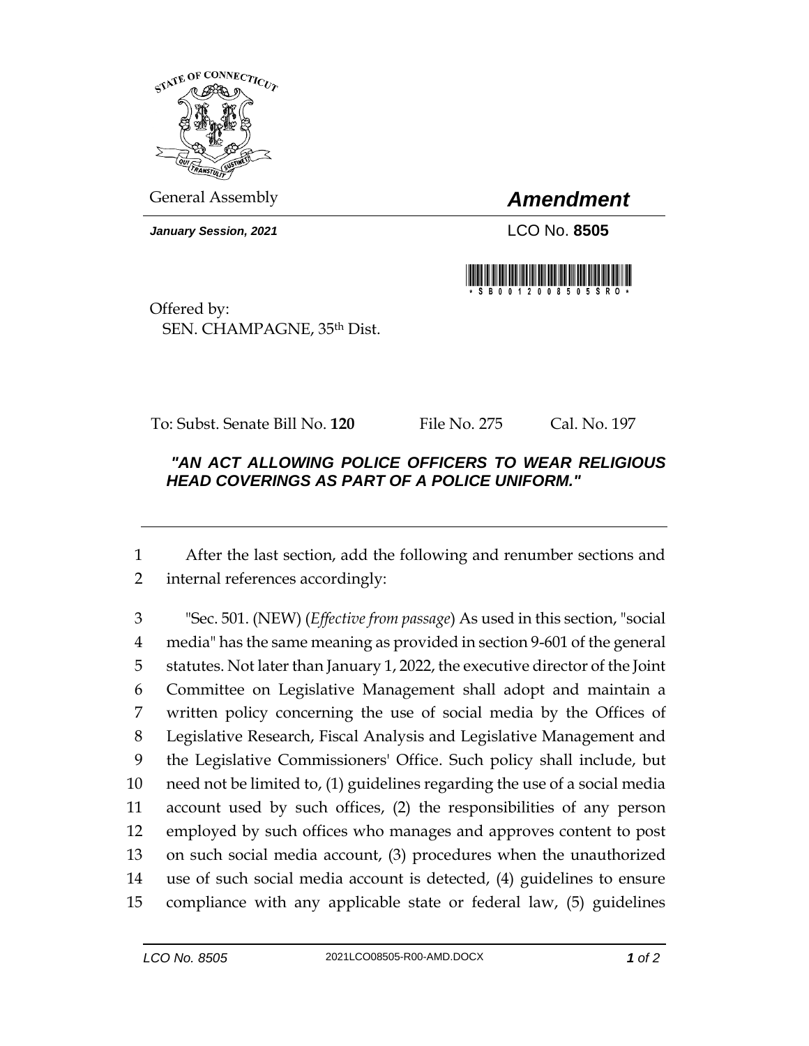General Assembly

# *Amendment*

***January Session, 2021***

LCO No. **8505**

Offered by:
SEN. CHAMPAGNE, 35th Dist.

To: Subst. Senate Bill No. **120** File No. 275 Cal. No. 197

***"AN ACT ALLOWING POLICE OFFICERS TO WEAR RELIGIOUS HEAD COVERINGS AS PART OF A POLICE UNIFORM."***

---

1 After the last section, add the following and renumber sections and
2 internal references accordingly:

3 "Sec. 501. (NEW) (*Effective from passage*) As used in this section, "social
4 media" has the same meaning as provided in section 9-601 of the general
5 statutes. Not later than January 1, 2022, the executive director of the Joint
6 Committee on Legislative Management shall adopt and maintain a
7 written policy concerning the use of social media by the Offices of
8 Legislative Research, Fiscal Analysis and Legislative Management and
9 the Legislative Commissioners' Office. Such policy shall include, but
10 need not be limited to, (1) guidelines regarding the use of a social media
11 account used by such offices, (2) the responsibilities of any person
12 employed by such offices who manages and approves content to post
13 on such social media account, (3) procedures when the unauthorized
14 use of such social media account is detected, (4) guidelines to ensure
15 compliance with any applicable state or federal law, (5) guidelines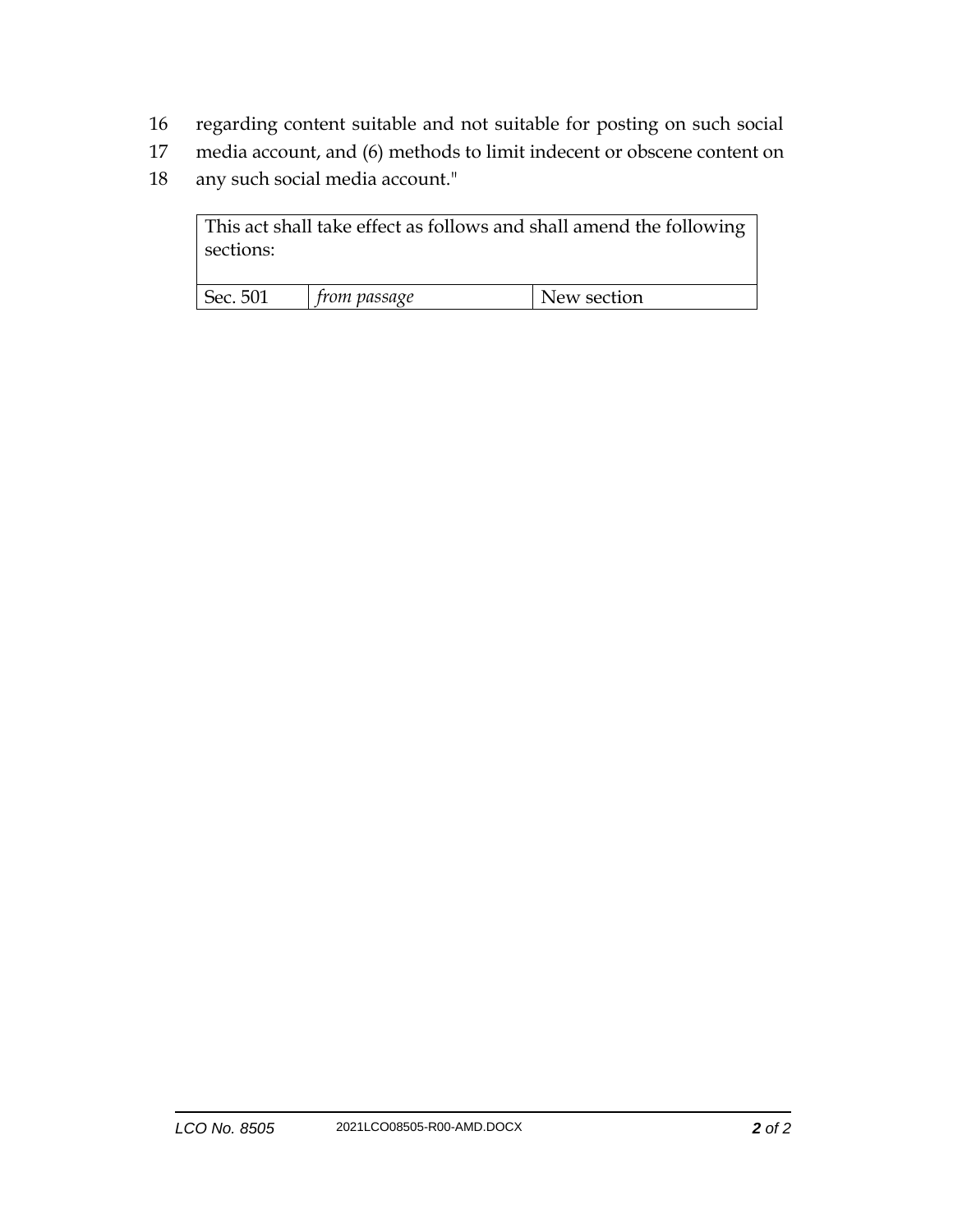16 regarding content suitable and not suitable for posting on such social
17 media account, and (6) methods to limit indecent or obscene content on
18 any such social media account."

| This act shall take effect as follows and shall amend the following sections: | | |
|---|---|---|
| Sec. 501 | *from passage* | New section |